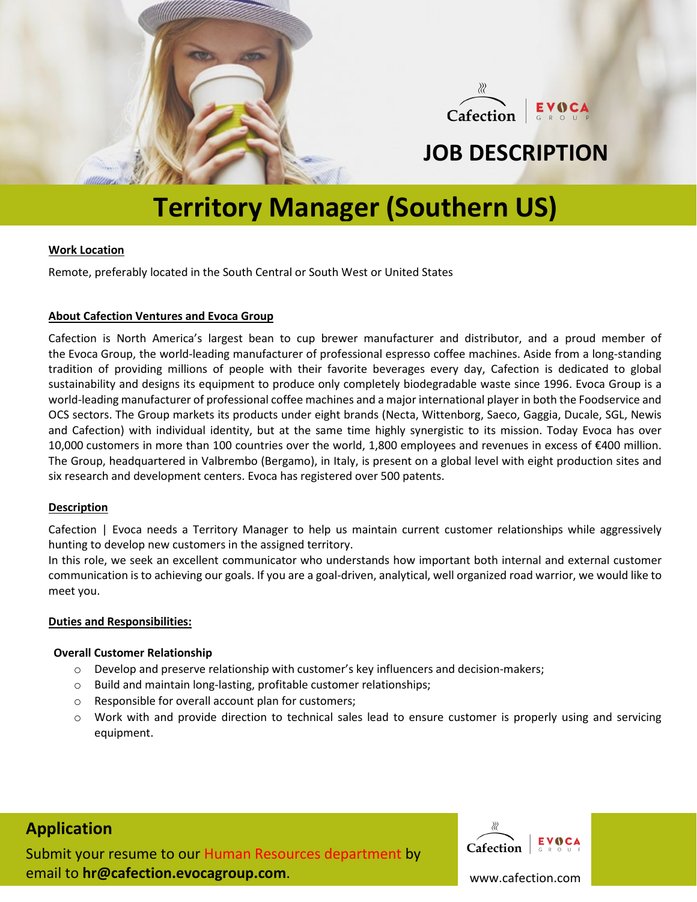# JOB DESCRIPTION

# Territory Manager (Southern US)

**Work Location**

Remote, preferably located in the South Central or South West or United States

**About Cafection Ventures and Evoca Group**

Cafection is North America's largest bean to cup brewer manufacturer and distributor, and a proud member of the Evoca Group, the world-leading manufacturer of professional espresso coffee machines. Aside from a long-standing tradition of providing millions of people with their favorite beverages every day, Cafection is dedicated to global sustainability and designs its equipment to produce only completely biodegradable waste since 1996. Evoca Group is a world-leading manufacturer of professional coffee machines and a major international player in both the Foodservice and OCS sectors. The Group markets its products under eight brands (Necta, Wittenborg, Saeco, Gaggia, Ducale, SGL, Newis and Cafection) with individual identity, but at the same time highly synergistic to its mission. Today Evoca has over 10,000 customers in more than 100 countries over the world, 1,800 employees and revenues in excess of €400 million. The Group, headquartered in Valbrembo (Bergamo), in Italy, is present on a global level with eight production sites and six research and development centers. Evoca has registered over 500 patents.

**Description**

Cafection | Evoca needs a Territory Manager to help us maintain current customer relationships while aggressively hunting to develop new customers in the assigned territory.

In this role, we seek an excellent communicator who understands how important both internal and external customer communication is to achieving our goals. If you are a goal-driven, analytical, well organized road warrior, we would like to meet you.

**Duties and Responsibilities:**

**Overall Customer Relationship**

- Develop and preserve relationship with customer's key influencers and decision-makers;
- Build and maintain long-lasting, profitable customer relationships;
- Responsible for overall account plan for customers;
- Work with and provide direction to technical sales lead to ensure customer is properly using and servicing equipment.

## Application

Submit your resume to our Human Resources department by email to **hr@cafection.evocagroup.com**.

www.cafection.com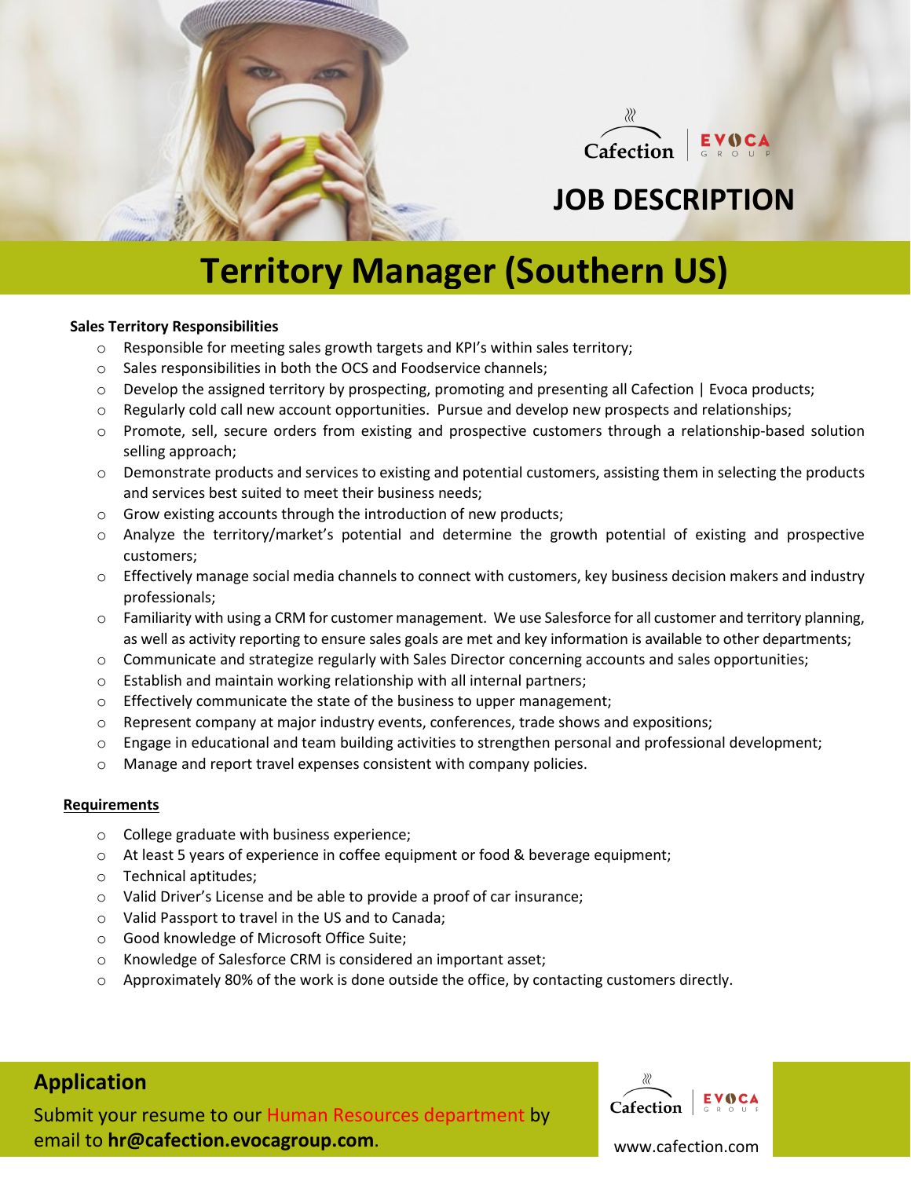Cafection | EVOCA GROUP

# JOB DESCRIPTION

# Territory Manager (Southern US)

**Sales Territory Responsibilities**

- Responsible for meeting sales growth targets and KPI's within sales territory;
- Sales responsibilities in both the OCS and Foodservice channels;
- Develop the assigned territory by prospecting, promoting and presenting all Cafection | Evoca products;
- Regularly cold call new account opportunities. Pursue and develop new prospects and relationships;
- Promote, sell, secure orders from existing and prospective customers through a relationship-based solution selling approach;
- Demonstrate products and services to existing and potential customers, assisting them in selecting the products and services best suited to meet their business needs;
- Grow existing accounts through the introduction of new products;
- Analyze the territory/market's potential and determine the growth potential of existing and prospective customers;
- Effectively manage social media channels to connect with customers, key business decision makers and industry professionals;
- Familiarity with using a CRM for customer management. We use Salesforce for all customer and territory planning, as well as activity reporting to ensure sales goals are met and key information is available to other departments;
- Communicate and strategize regularly with Sales Director concerning accounts and sales opportunities;
- Establish and maintain working relationship with all internal partners;
- Effectively communicate the state of the business to upper management;
- Represent company at major industry events, conferences, trade shows and expositions;
- Engage in educational and team building activities to strengthen personal and professional development;
- Manage and report travel expenses consistent with company policies.

**Requirements**

- College graduate with business experience;
- At least 5 years of experience in coffee equipment or food & beverage equipment;
- Technical aptitudes;
- Valid Driver's License and be able to provide a proof of car insurance;
- Valid Passport to travel in the US and to Canada;
- Good knowledge of Microsoft Office Suite;
- Knowledge of Salesforce CRM is considered an important asset;
- Approximately 80% of the work is done outside the office, by contacting customers directly.

## Application

Submit your resume to our Human Resources department by email to **hr@cafection.evocagroup.com**.

Cafection | EVOCA GROUP

www.cafection.com